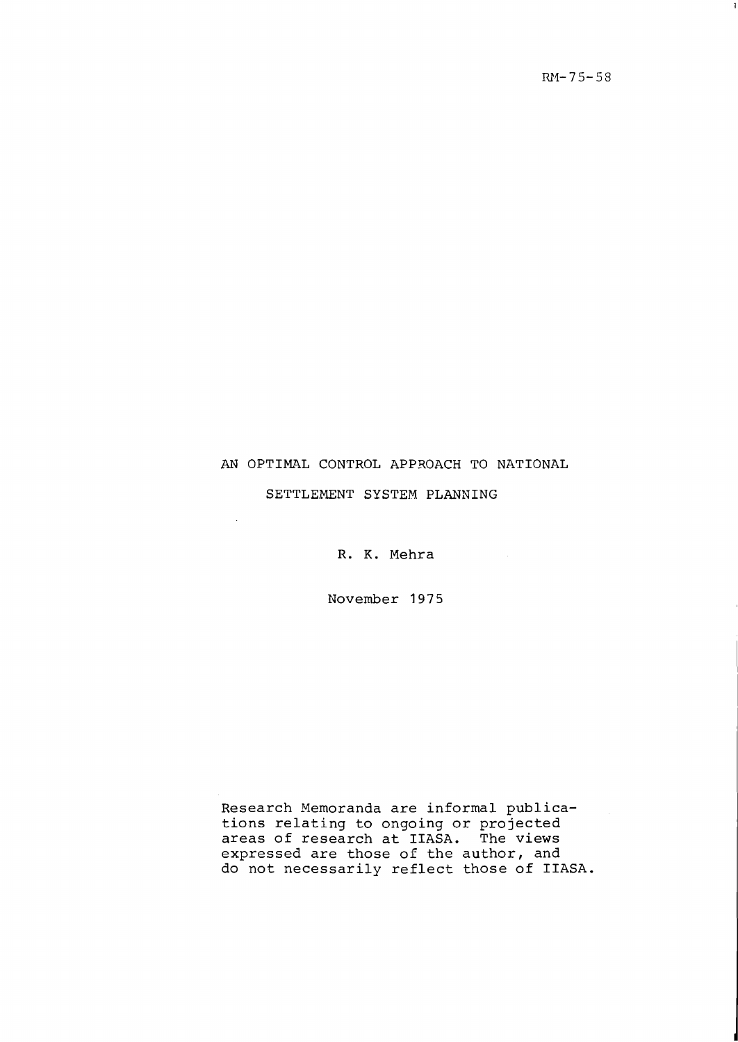RM-75-58

# AN OPTIMAL CONTROL APPROACH TO NATIONAL SETTLEMENT SYSTEM PLANNING

R. K. Mehra

November 1975

Research Memoranda are informal publications relating to ongoing or projected areas of research at IIASA. The views expressed are those of the author, and do not necessarily reflect those of IIASA.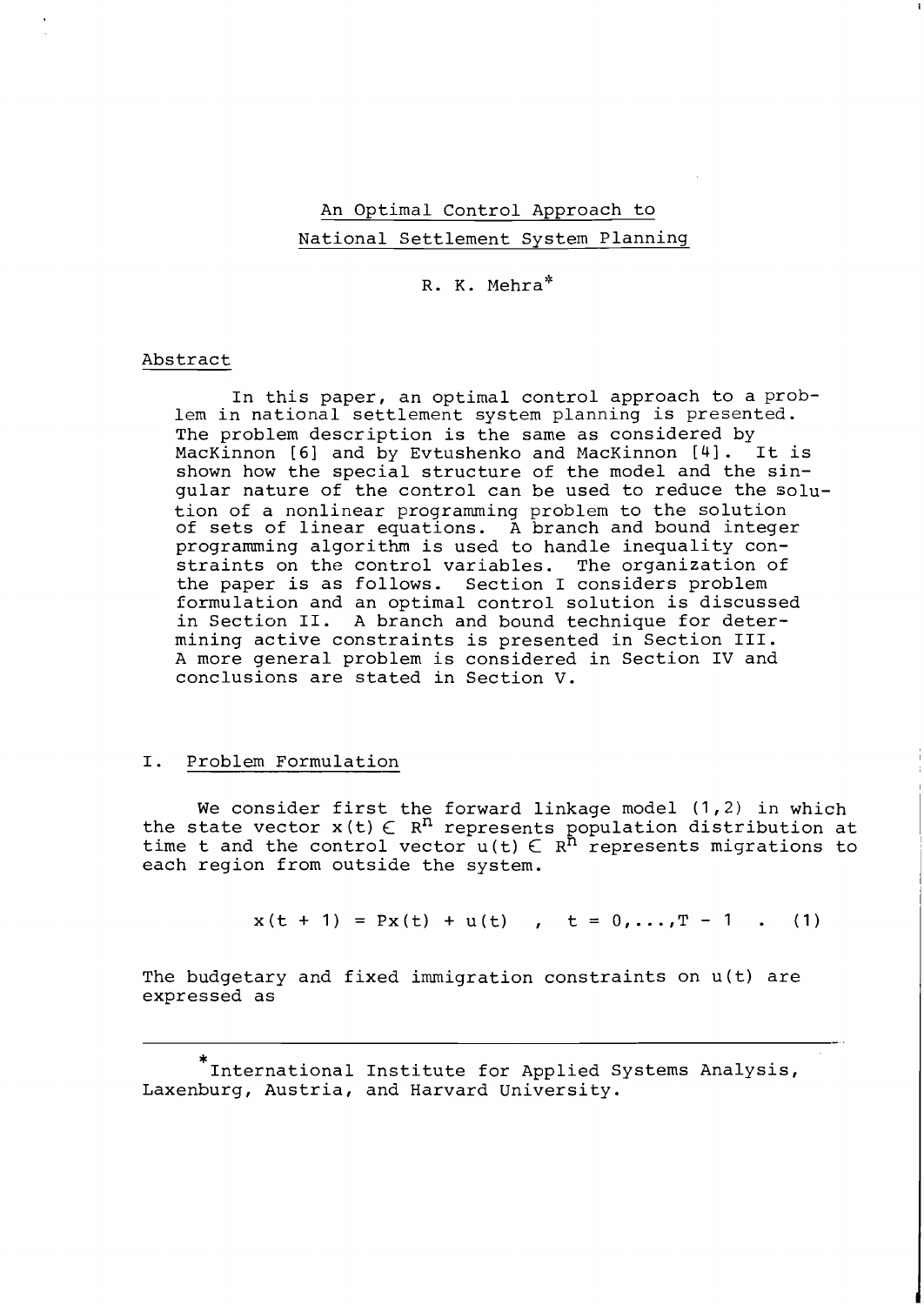# An Optimal Control Approach to National Settlement System Planning

R. K. Mehra*

## Abstract

In this paper, an optimal control approach to a problem in national settlement system planning is presented. The problem description is the same as considered by MacKinnon [6] and by Evtushenko and MacKinnon [4]. It is shown how the special structure of the model and the singular nature of the control can be used to reduce the solution of a nonlinear programming problem to the solution of sets of linear equations. A branch and bound integer programming algorithm is used to handle inequality constraints on the control variables. The organization of the paper is as follows. Section I considers problem formulation and an optimal control solution is discussed in Section II. A branch and bound technique for determining active constraints is presented in Section III. A more general problem is considered in Section IV and conclusions are stated in Section V.

## I. Problem Formulation

We consider first the forward linkage model (1,2) in which the state vector $x(t) \in R^n$ represents population distribution at time t and the control vector $u(t) \in R^n$ represents migrations to each region from outside the system.

$$x(t + 1) = Px(t) + u(t) \quad , \quad t = 0,\ldots,T - 1 \quad . \quad (1)$$

The budgetary and fixed immigration constraints on u(t) are expressed as

---

*International Institute for Applied Systems Analysis, Laxenburg, Austria, and Harvard University.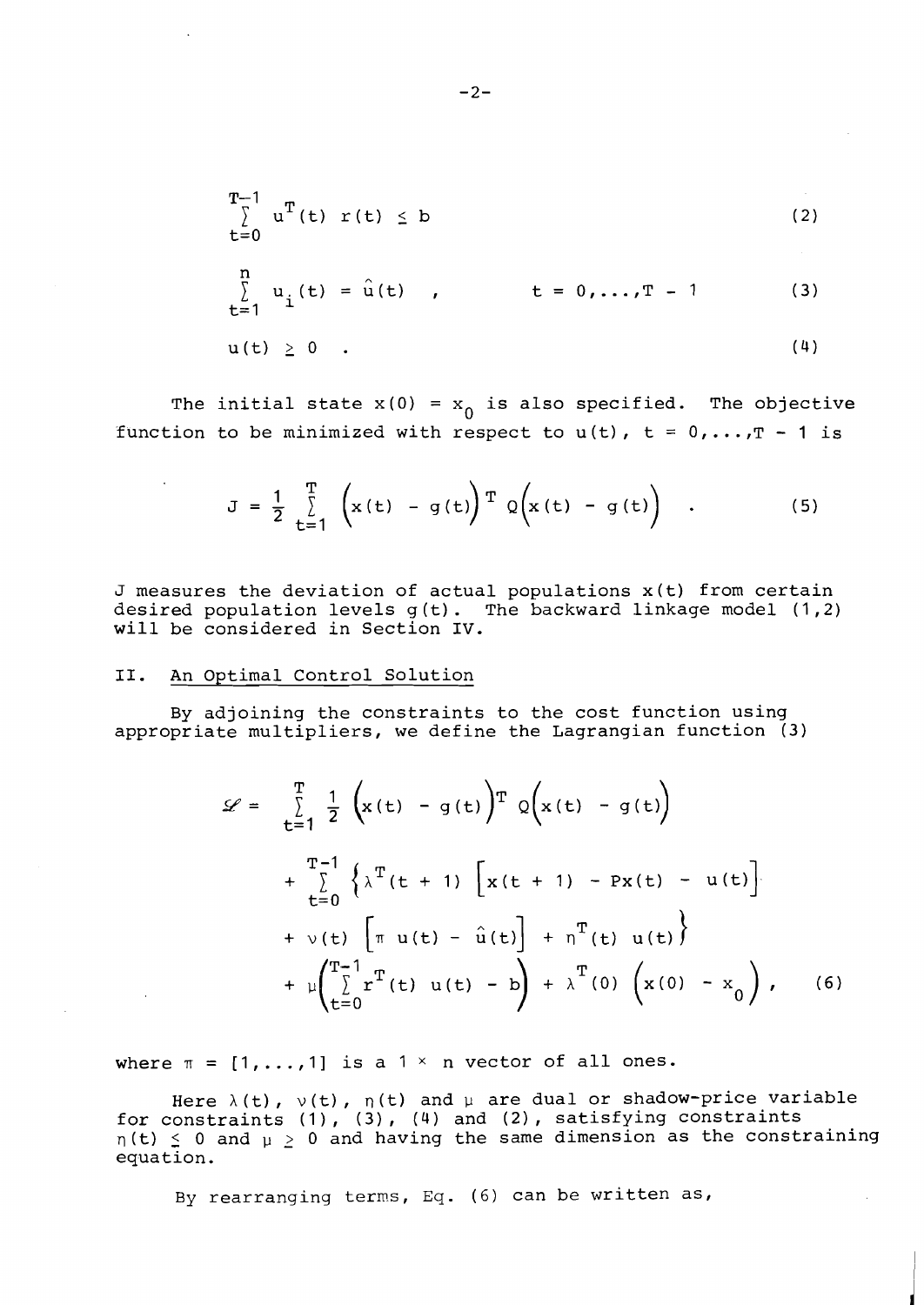$$\sum_{t=0}^{T-1} u^T(t)\ r(t) \le b \tag{2}$$

$$\sum_{t=1}^{n} u_i(t) = \hat{u}(t) \quad , \qquad t = 0,\ldots,T-1 \tag{3}$$

$$u(t) \ge 0 \quad . \tag{4}$$

The initial state $x(0) = x_0$ is also specified. The objective function to be minimized with respect to $u(t)$, $t = 0,\ldots,T-1$ is

$$J = \frac{1}{2} \sum_{t=1}^{T} \Big(x(t) - g(t)\Big)^T Q\Big(x(t) - g(t)\Big) \quad . \tag{5}$$

$J$ measures the deviation of actual populations $x(t)$ from certain desired population levels $g(t)$. The backward linkage model (1,2) will be considered in Section IV.

## II. An Optimal Control Solution

By adjoining the constraints to the cost function using appropriate multipliers, we define the Lagrangian function (3)

$$\begin{aligned}
\mathscr{L} = &\sum_{t=1}^{T} \frac{1}{2} \Big(x(t) - g(t)\Big)^T Q\Big(x(t) - g(t)\Big) \\
&+ \sum_{t=0}^{T-1} \Big\{\lambda^T(t+1) \Big[x(t+1) - Px(t) - u(t)\Big] \\
&+ \nu(t) \Big[\pi\ u(t) - \hat{u}(t)\Big] + \eta^T(t)\ u(t)\Big\} \\
&+ \mu\left(\sum_{t=0}^{T-1} r^T(t)\ u(t) - b\right) + \lambda^T(0)\ \Big(x(0) - x_0\Big) \ ,
\end{aligned} \tag{6}$$

where $\pi = [1,\ldots,1]$ is a $1 \times n$ vector of all ones.

Here $\lambda(t)$, $\nu(t)$, $\eta(t)$ and $\mu$ are dual or shadow-price variable for constraints (1), (3), (4) and (2), satisfying constraints $\eta(t) \le 0$ and $\mu \ge 0$ and having the same dimension as the constraining equation.

By rearranging terms, Eq. (6) can be written as,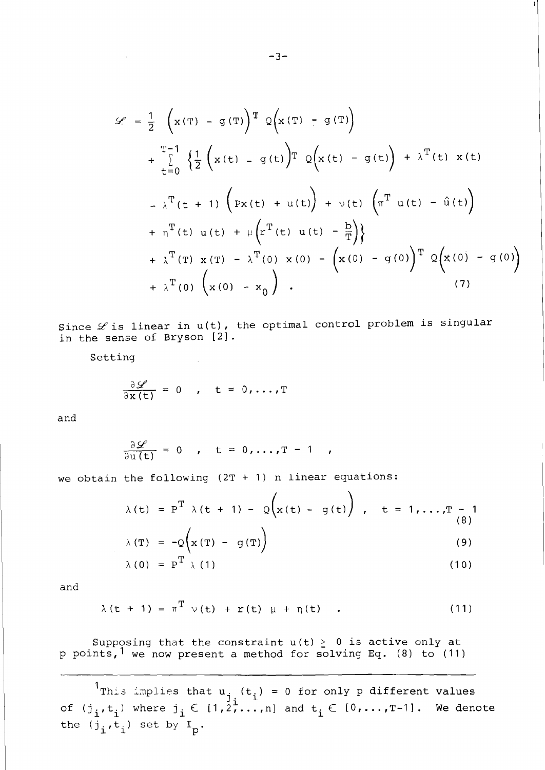$$
\begin{aligned}
\mathscr{L} = &\frac{1}{2}\left(x(T) - g(T)\right)^T Q\left(x(T) - g(T)\right) \\
&+ \sum_{t=0}^{T-1} \left\{\frac{1}{2}\left(x(t) - g(t)\right)^T Q\left(x(t) - g(t)\right) + \lambda^T(t)\, x(t) \right. \\
&- \lambda^T(t+1)\left(Px(t) + u(t)\right) + \nu(t)\left(\pi^T u(t) - \hat{u}(t)\right) \\
&\left. + \eta^T(t)\, u(t) + \mu\left(r^T(t)\, u(t) - \frac{b}{T}\right)\right\} \\
&+ \lambda^T(T)\, x(T) - \lambda^T(0)\, x(0) - \left(x(0) - g(0)\right)^T Q\left(x(0) - g(0)\right) \\
&+ \lambda^T(0)\left(x(0) - x_0\right) . \qquad (7)
\end{aligned}
$$

Since $\mathscr{L}$ is linear in $u(t)$, the optimal control problem is singular in the sense of Bryson [2].

Setting

$$\frac{\partial \mathscr{L}}{\partial x(t)} = 0 \quad , \quad t = 0,\ldots,T$$

and

$$\frac{\partial \mathscr{L}}{\partial u(t)} = 0 \quad , \quad t = 0,\ldots,T-1 \quad ,$$

we obtain the following $(2T+1)\,n$ linear equations:

$$\lambda(t) = P^T \lambda(t+1) - Q\left(x(t) - g(t)\right) \quad , \quad t = 1,\ldots,T-1 \qquad (8)$$

$$\lambda(T) = -Q\left(x(T) - g(T)\right) \qquad (9)$$

$$\lambda(0) = P^T \lambda(1) \qquad (10)$$

and

$$\lambda(t+1) = \pi^T \nu(t) + r(t)\,\mu + \eta(t) \quad . \qquad (11)$$

Supposing that the constraint $u(t) \geq 0$ is active only at p points,[1] we now present a method for solving Eq. (8) to (11)

---

[1] This implies that $u_{j_i}(t_i) = 0$ for only p different values of $(j_i, t_i)$ where $j_i \in [1,2,\ldots,n]$ and $t_i \in [0,\ldots,T-1]$. We denote the $(j_i, t_i)$ set by $I_p$.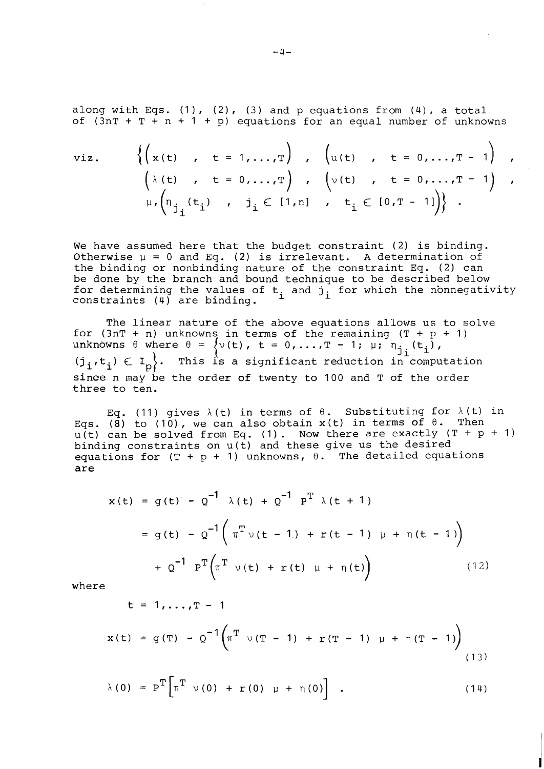along with Eqs. (1), (2), (3) and p equations from (4), a total of $(3nT + T + n + 1 + p)$ equations for an equal number of unknowns

$$\text{viz.} \quad \Big\{ \Big( x(t) \;,\; t = 1,\ldots,T \Big) \;,\; \Big( u(t) \;,\; t = 0,\ldots,T-1 \Big) \;,$$
$$\Big( \lambda(t) \;,\; t = 0,\ldots,T \Big) \;,\; \Big( \nu(t) \;,\; t = 0,\ldots,T-1 \Big) \;,$$
$$\mu, \Big( \eta_{j_i}(t_i) \;,\; j_i \in [1,n] \;,\; t_i \in [0,T-1] \Big) \Big\} \;.$$

We have assumed here that the budget constraint (2) is binding. Otherwise $\mu = 0$ and Eq. (2) is irrelevant. A determination of the binding or nonbinding nature of the constraint Eq. (2) can be done by the branch and bound technique to be described below for determining the values of $t_i$ and $j_i$ for which the nonnegativity constraints (4) are binding.

The linear nature of the above equations allows us to solve for $(3nT + n)$ unknowns in terms of the remaining $(T + p + 1)$ unknowns $\theta$ where $\theta = \Big\{ \nu(t),\ t = 0,\ldots,T-1;\ \mu;\ \eta_{j_i}(t_i),\ (j_i,t_i) \in I_p \Big\}$. This is a significant reduction in computation since n may be the order of twenty to 100 and T of the order three to ten.

Eq. (11) gives $\lambda(t)$ in terms of $\theta$. Substituting for $\lambda(t)$ in Eqs. (8) to (10), we can also obtain $x(t)$ in terms of $\theta$. Then $u(t)$ can be solved from Eq. (1). Now there are exactly $(T + p + 1)$ binding constraints on $u(t)$ and these give us the desired equations for $(T + p + 1)$ unknowns, $\theta$. The detailed equations are

$$\begin{aligned} x(t) &= g(t) - Q^{-1}\,\lambda(t) + Q^{-1}\,P^T\,\lambda(t+1) \\ &= g(t) - Q^{-1}\Big( \pi^T \nu(t-1) + r(t-1)\,\mu + \eta(t-1) \Big) \\ &\quad + Q^{-1}\,P^T \Big( \pi^T\,\nu(t) + r(t)\,\mu + \eta(t) \Big) \end{aligned} \tag{12}$$

where

$$t = 1,\ldots,T-1$$

$$x(t) = g(T) - Q^{-1}\Big( \pi^T\,\nu(T-1) + r(T-1)\,\mu + \eta(T-1) \Big) \tag{13}$$

$$\lambda(0) = P^T \Big[ \pi^T\,\nu(0) + r(0)\,\mu + \eta(0) \Big] \;. \tag{14}$$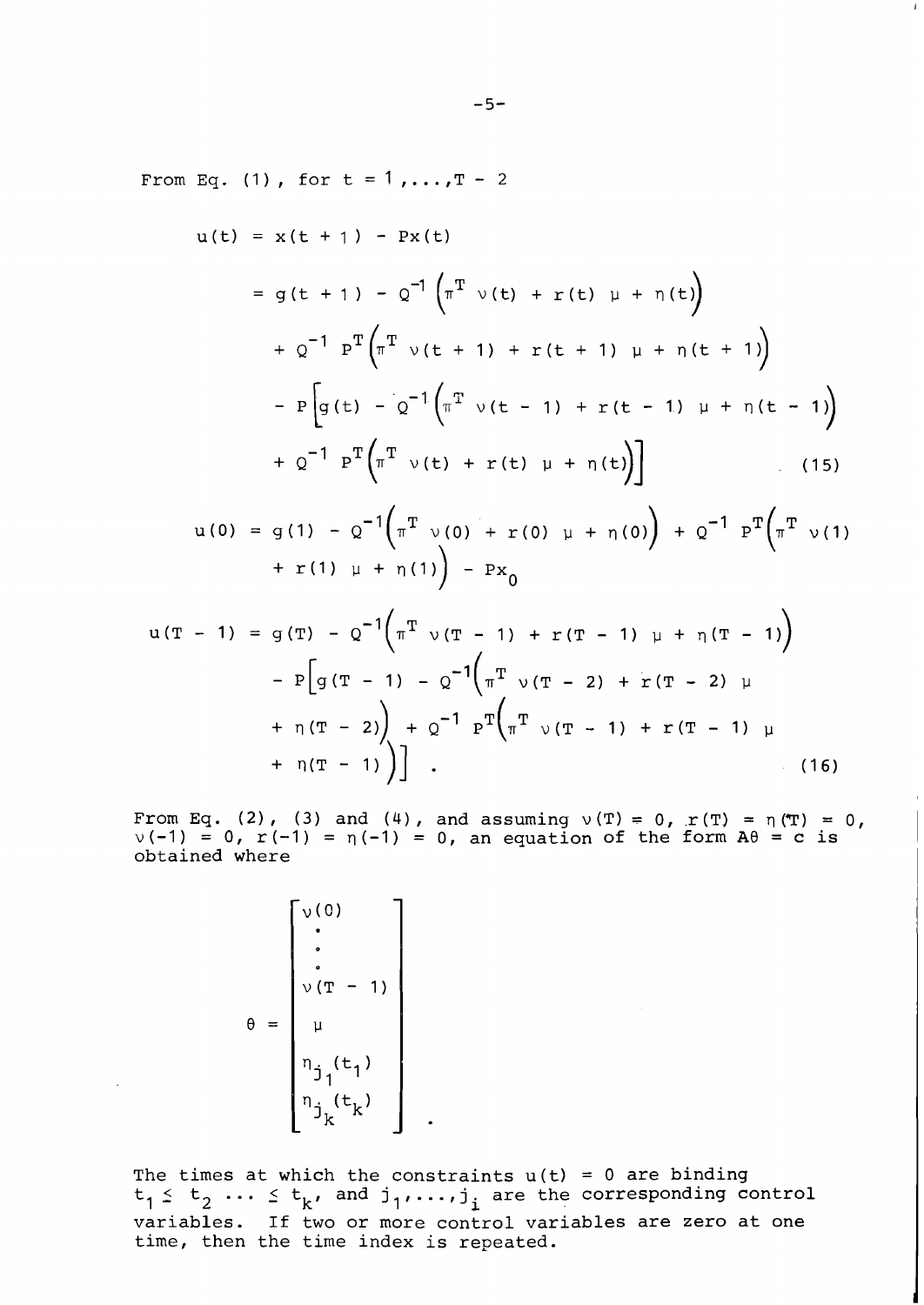From Eq. (1), for $t = 1,\ldots,T - 2$

$$
\begin{aligned}
u(t) &= x(t+1) - Px(t) \\
&= g(t+1) - Q^{-1}\left(\pi^T \nu(t) + r(t)\,\mu + \eta(t)\right) \\
&\quad + Q^{-1} P^T\left(\pi^T \nu(t+1) + r(t+1)\,\mu + \eta(t+1)\right) \\
&\quad - P\Big[g(t) - Q^{-1}\left(\pi^T \nu(t-1) + r(t-1)\,\mu + \eta(t-1)\right) \\
&\quad + Q^{-1} P^T\left(\pi^T \nu(t) + r(t)\,\mu + \eta(t)\right)\Big] \qquad (15)
\end{aligned}
$$

$$
\begin{aligned}
u(0) &= g(1) - Q^{-1}\left(\pi^T \nu(0) + r(0)\,\mu + \eta(0)\right) + Q^{-1} P^T\Big(\pi^T \nu(1) \\
&\quad + r(1)\,\mu + \eta(1)\Big) - Px_0
\end{aligned}
$$

$$
\begin{aligned}
u(T-1) &= g(T) - Q^{-1}\left(\pi^T \nu(T-1) + r(T-1)\,\mu + \eta(T-1)\right) \\
&\quad - P\Big[g(T-1) - Q^{-1}\Big(\pi^T \nu(T-2) + r(T-2)\,\mu \\
&\quad + \eta(T-2)\Big) + Q^{-1} P^T\Big(\pi^T \nu(T-1) + r(T-1)\,\mu \\
&\quad + \eta(T-1)\Big)\Big] \,. \qquad (16)
\end{aligned}
$$

From Eq. (2), (3) and (4), and assuming $\nu(T) = 0$, $r(T) = \eta(T) = 0$, $\nu(-1) = 0$, $r(-1) = \eta(-1) = 0$, an equation of the form $A\theta = c$ is obtained where

$$
\theta = \begin{bmatrix} \nu(0) \\ \vdots \\ \nu(T-1) \\ \mu \\ \eta_{j_1}(t_1) \\ \eta_{j_k}(t_k) \end{bmatrix} .
$$

The times at which the constraints $u(t) = 0$ are binding $t_1 \leq t_2 \cdots \leq t_k$, and $j_1,\ldots,j_i$ are the corresponding control variables. If two or more control variables are zero at one time, then the time index is repeated.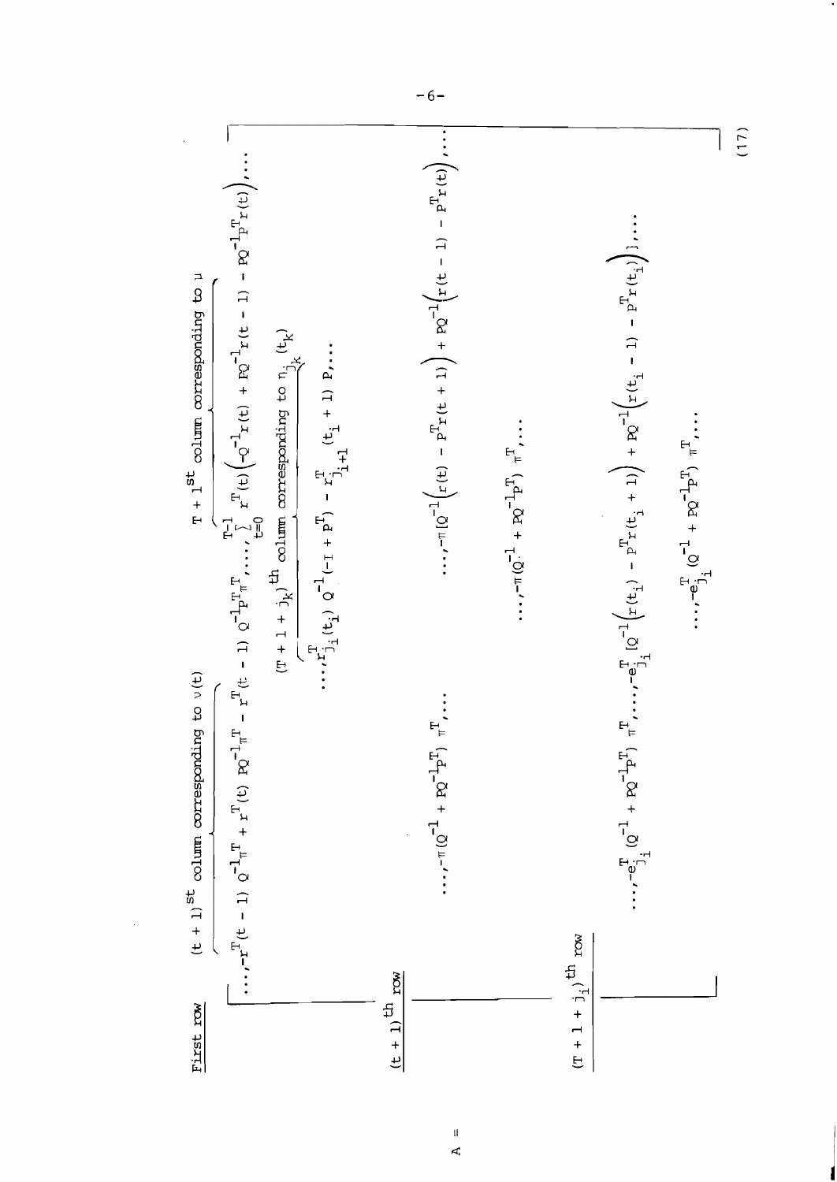$$
A = \begin{bmatrix}
\textbf{First row} \\
\ldots, \overbrace{-r^T(t-1)\, Q^{-1}\pi^T + r^T(t)\, PQ^{-1}\pi^T - r^T(t-1)\, Q^{-1}P^T\pi^T}^{(t+1)^{st} \text{ column corresponding to } \nu(t)}, \ldots, \overbrace{\sum_{t=0}^{T-1} r^T(t)\left(-Q^{-1}r(t) + PQ^{-1}r(t-1) - PQ^{-1}P^T r(t)\right)}^{T+1^{st} \text{ column corresponding to } \mu}, \ldots \\
\ldots, \overbrace{r^T_{j_i}(t_i)\, Q^{-1}(-I + P^T) - r^T_{j_{i+1}}(t_i+1)\, P}^{(T+1+j_k)^{th} \text{ column corresponding to } \eta_{j_k}(t_k)}, \ldots \\
\hline
\textbf{(t + 1)}^{th} \textbf{ row} \\
\ldots, -\pi(Q^{-1} + PQ^{-1}P^T)\, \pi^T, \ldots \quad \ldots, -\pi\left[Q^{-1}\left(r(t) - P^T r(t+1)\right) + PQ^{-1}\left(r(t-1) - P^T r(t)\right)\right], \ldots \\
\ldots, -\pi(Q^{-1} + PQ^{-1}P^T)\, \pi^T, \ldots \\
\hline
\textbf{(T + 1 + j}_i\textbf{)}^{th} \textbf{ row} \\
\ldots, -e^T_{j_i}(Q^{-1} + PQ^{-1}P^T)\, \pi^T, \ldots, -e^T_{j_i}\left[Q^{-1}\left(r(t_i) - P^T r(t_i+1)\right) + PQ^{-1}\left(r(t_i-1) - P^T r(t_i)\right)\right], \ldots \\
\ldots, -e^T_{j_i}(Q^{-1} + PQ^{-1}P^T)\, \pi^T, \ldots
\end{bmatrix} \quad (17)
$$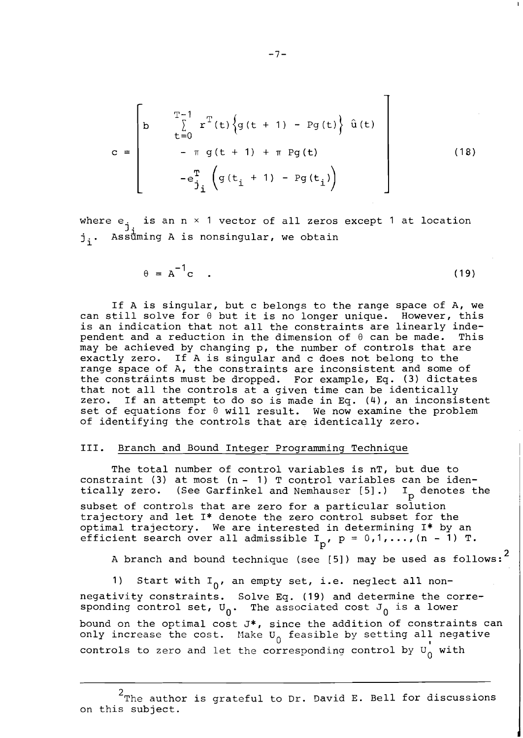$$
c = \begin{bmatrix} b & \sum_{t=0}^{T-1} r^T(t)\left\{g(t+1) - Pg(t)\right\} \hat{u}(t) \\ & - \pi\, g(t+1) + \pi\, Pg(t) \\ & -e_{j_i}^T \left(g(t_i + 1) - Pg(t_i)\right) \end{bmatrix} \tag{18}
$$

where $e_{j_i}$ is an $n \times 1$ vector of all zeros except 1 at location $j_i$. Assuming A is nonsingular, we obtain

$$
\theta = A^{-1} c \quad . \tag{19}
$$

If A is singular, but c belongs to the range space of A, we can still solve for $\theta$ but it is no longer unique. However, this is an indication that not all the constraints are linearly independent and a reduction in the dimension of $\theta$ can be made. This may be achieved by changing p, the number of controls that are exactly zero. If A is singular and c does not belong to the range space of A, the constraints are inconsistent and some of the constraints must be dropped. For example, Eq. (3) dictates that not all the controls at a given time can be identically zero. If an attempt to do so is made in Eq. (4), an inconsistent set of equations for $\theta$ will result. We now examine the problem of identifying the controls that are identically zero.

## III. Branch and Bound Integer Programming Technique

The total number of control variables is nT, but due to constraint (3) at most $(n - 1)$ T control variables can be identically zero. (See Garfinkel and Nemhauser [5].) $I_p$ denotes the subset of controls that are zero for a particular solution trajectory and let I* denote the zero control subset for the optimal trajectory. We are interested in determining I* by an efficient search over all admissible $I_p$, $p = 0,1,\ldots,(n - 1)$ T.

A branch and bound technique (see [5]) may be used as follows:[2]

1) Start with $I_0$, an empty set, i.e. neglect all nonnegativity constraints. Solve Eq. (19) and determine the corresponding control set, $U_0$. The associated cost $J_0$ is a lower bound on the optimal cost J*, since the addition of constraints can only increase the cost. Make $U_0$ feasible by setting all negative controls to zero and let the corresponding control by $U_0'$ with

---

[2] The author is grateful to Dr. David E. Bell for discussions on this subject.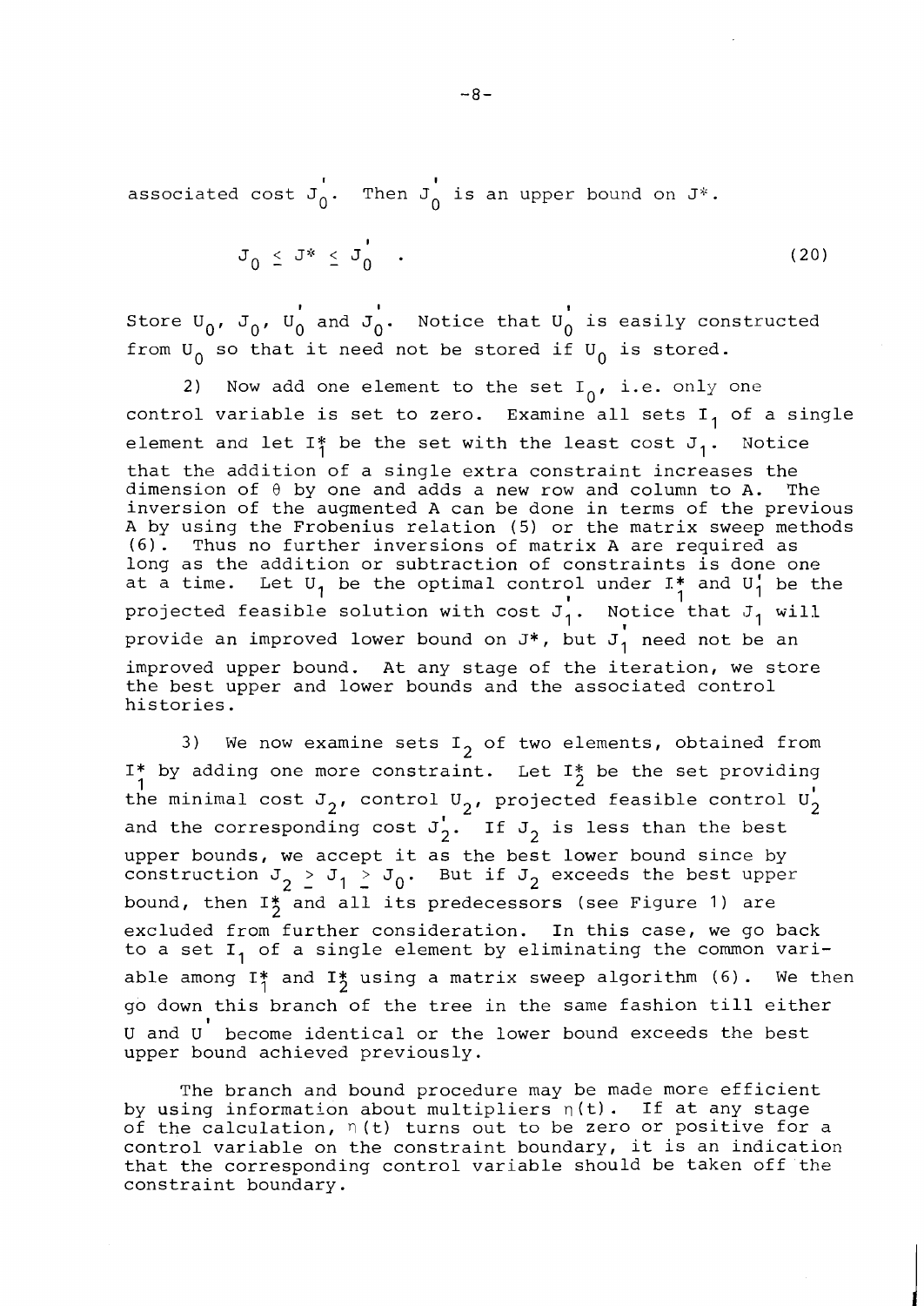associated cost $J_0'$. Then $J_0'$ is an upper bound on $J^*$.

$$J_0 \leq J^* \leq J_0' \quad . \tag{20}$$

Store $U_0$, $J_0$, $U_0'$ and $J_0'$. Notice that $U_0'$ is easily constructed from $U_0$ so that it need not be stored if $U_0$ is stored.

2) Now add one element to the set $I_0$, i.e. only one control variable is set to zero. Examine all sets $I_1$ of a single element and let $I_1^*$ be the set with the least cost $J_1$. Notice that the addition of a single extra constraint increases the dimension of $\theta$ by one and adds a new row and column to A. The inversion of the augmented A can be done in terms of the previous A by using the Frobenius relation (5) or the matrix sweep methods (6). Thus no further inversions of matrix A are required as long as the addition or subtraction of constraints is done one at a time. Let $U_1$ be the optimal control under $I_1^*$ and $U_1'$ be the projected feasible solution with cost $J_1'$. Notice that $J_1$ will provide an improved lower bound on $J^*$, but $J_1'$ need not be an improved upper bound. At any stage of the iteration, we store the best upper and lower bounds and the associated control histories.

3) We now examine sets $I_2$ of two elements, obtained from $I_1^*$ by adding one more constraint. Let $I_2^*$ be the set providing the minimal cost $J_2$, control $U_2$, projected feasible control $U_2'$ and the corresponding cost $J_2'$. If $J_2$ is less than the best upper bounds, we accept it as the best lower bound since by construction $J_2 \geq J_1 \geq J_0$. But if $J_2$ exceeds the best upper bound, then $I_2^*$ and all its predecessors (see Figure 1) are excluded from further consideration. In this case, we go back to a set $I_1$ of a single element by eliminating the common variable among $I_1^*$ and $I_2^*$ using a matrix sweep algorithm (6). We then go down this branch of the tree in the same fashion till either U and $U'$ become identical or the lower bound exceeds the best upper bound achieved previously.

The branch and bound procedure may be made more efficient by using information about multipliers $\eta(t)$. If at any stage of the calculation, $\eta(t)$ turns out to be zero or positive for a control variable on the constraint boundary, it is an indication that the corresponding control variable should be taken off the constraint boundary.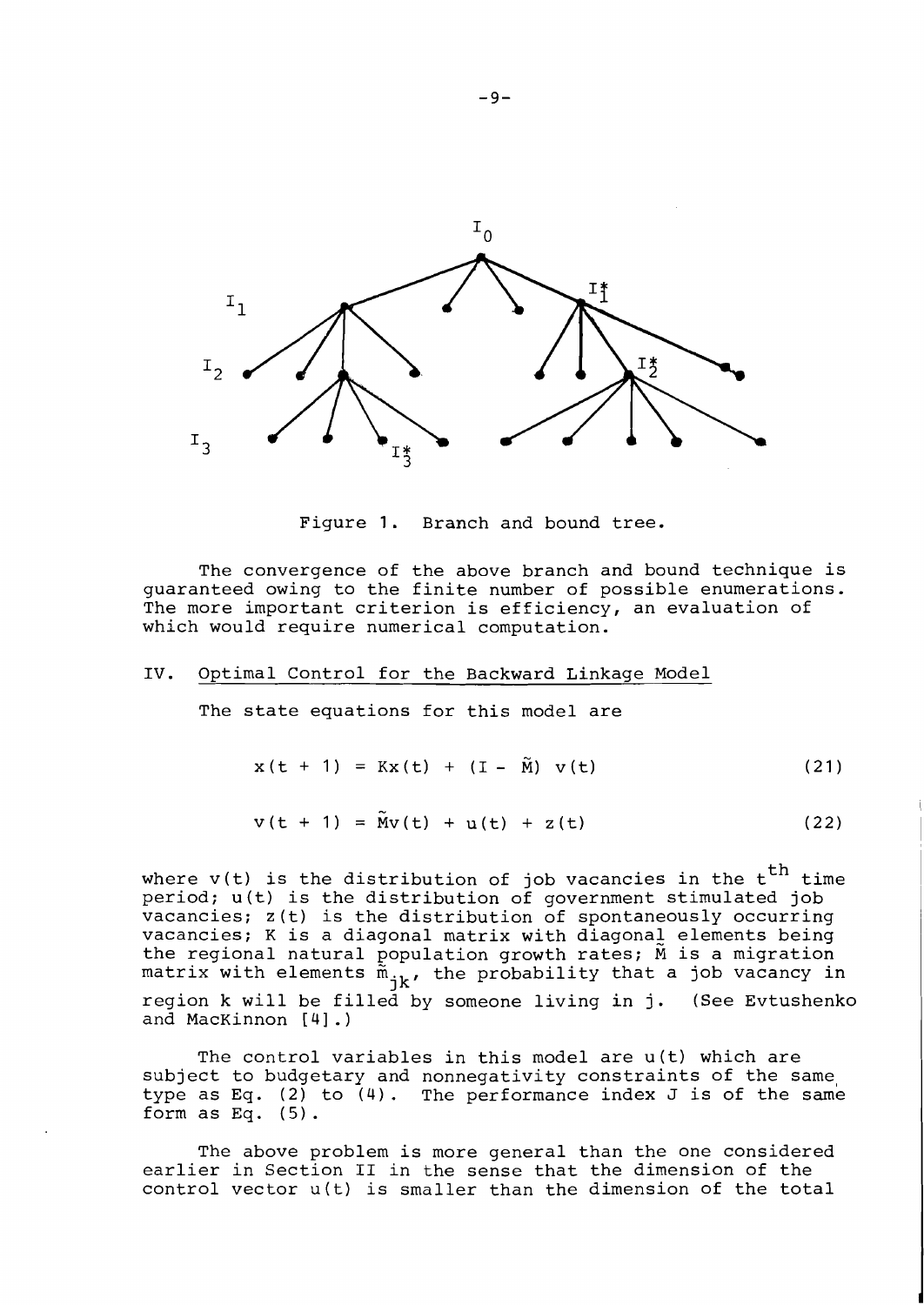Figure 1. Branch and bound tree.

The convergence of the above branch and bound technique is guaranteed owing to the finite number of possible enumerations. The more important criterion is efficiency, an evaluation of which would require numerical computation.

## IV. Optimal Control for the Backward Linkage Model

The state equations for this model are

$$x(t + 1) = Kx(t) + (I - \tilde{M})\, v(t) \tag{21}$$

$$v(t + 1) = \tilde{M}v(t) + u(t) + z(t) \tag{22}$$

where $v(t)$ is the distribution of job vacancies in the $t^{th}$ time period; $u(t)$ is the distribution of government stimulated job vacancies; $z(t)$ is the distribution of spontaneously occurring vacancies; $K$ is a diagonal matrix with diagonal elements being the regional natural population growth rates; $\tilde{M}$ is a migration matrix with elements $\tilde{m}_{jk}$, the probability that a job vacancy in region $k$ will be filled by someone living in $j$. (See Evtushenko and MacKinnon [4].)

The control variables in this model are $u(t)$ which are subject to budgetary and nonnegativity constraints of the same type as Eq. (2) to (4). The performance index $J$ is of the same form as Eq. (5).

The above problem is more general than the one considered earlier in Section II in the sense that the dimension of the control vector $u(t)$ is smaller than the dimension of the total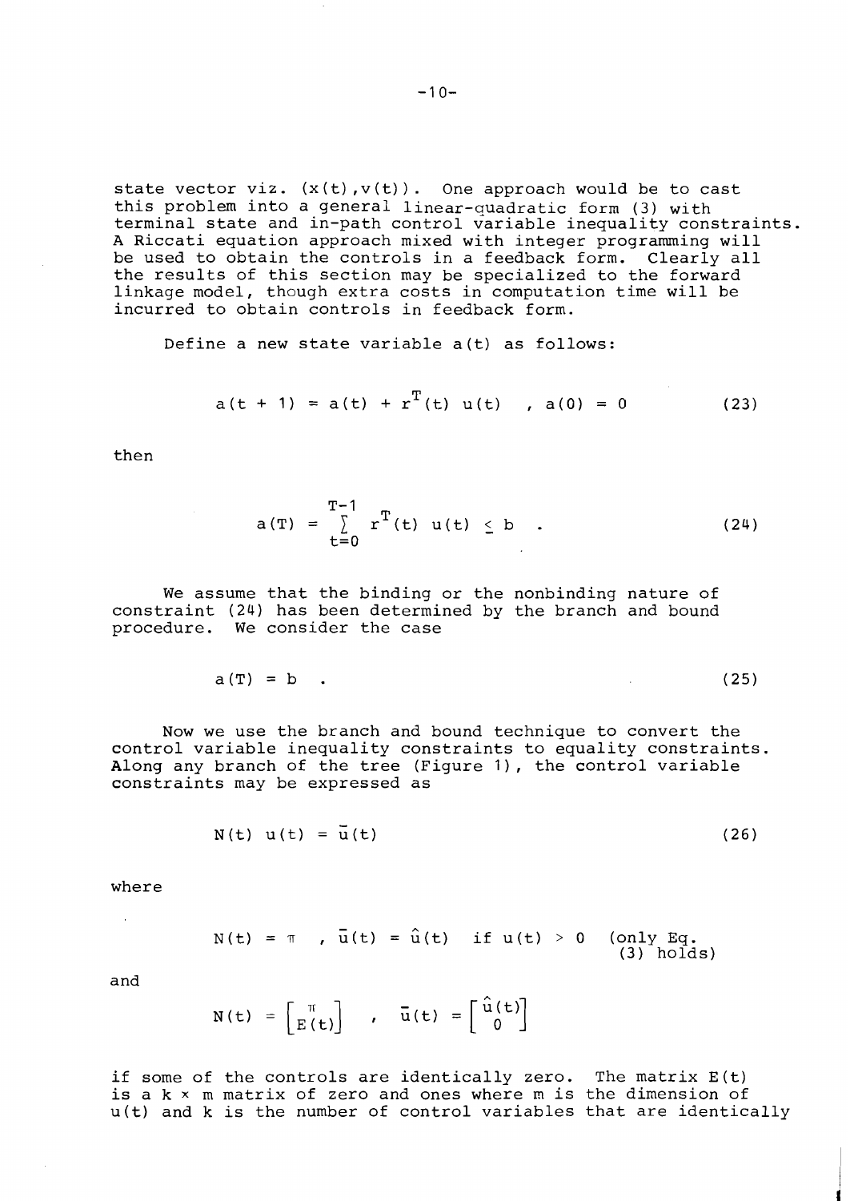state vector viz. $(x(t), v(t))$. One approach would be to cast this problem into a general linear-quadratic form (3) with terminal state and in-path control variable inequality constraints. A Riccati equation approach mixed with integer programming will be used to obtain the controls in a feedback form. Clearly all the results of this section may be specialized to the forward linkage model, though extra costs in computation time will be incurred to obtain controls in feedback form.

Define a new state variable $a(t)$ as follows:

$$a(t+1) = a(t) + r^T(t)\, u(t) \quad , \; a(0) = 0 \tag{23}$$

then

$$a(T) = \sum_{t=0}^{T-1} r^T(t)\, u(t) \leq b \quad . \tag{24}$$

We assume that the binding or the nonbinding nature of constraint (24) has been determined by the branch and bound procedure. We consider the case

$$a(T) = b \quad . \tag{25}$$

Now we use the branch and bound technique to convert the control variable inequality constraints to equality constraints. Along any branch of the tree (Figure 1), the control variable constraints may be expressed as

$$N(t)\, u(t) = \bar{u}(t) \tag{26}$$

where

$$N(t) = \pi \quad , \; \bar{u}(t) = \hat{u}(t) \quad \text{if } u(t) > 0 \quad \text{(only Eq. (3) holds)}$$

and

$$N(t) = \begin{bmatrix} \pi \\ E(t) \end{bmatrix} \quad , \quad \bar{u}(t) = \begin{bmatrix} \hat{u}(t) \\ 0 \end{bmatrix}$$

if some of the controls are identically zero. The matrix $E(t)$ is a $k \times m$ matrix of zero and ones where $m$ is the dimension of $u(t)$ and $k$ is the number of control variables that are identically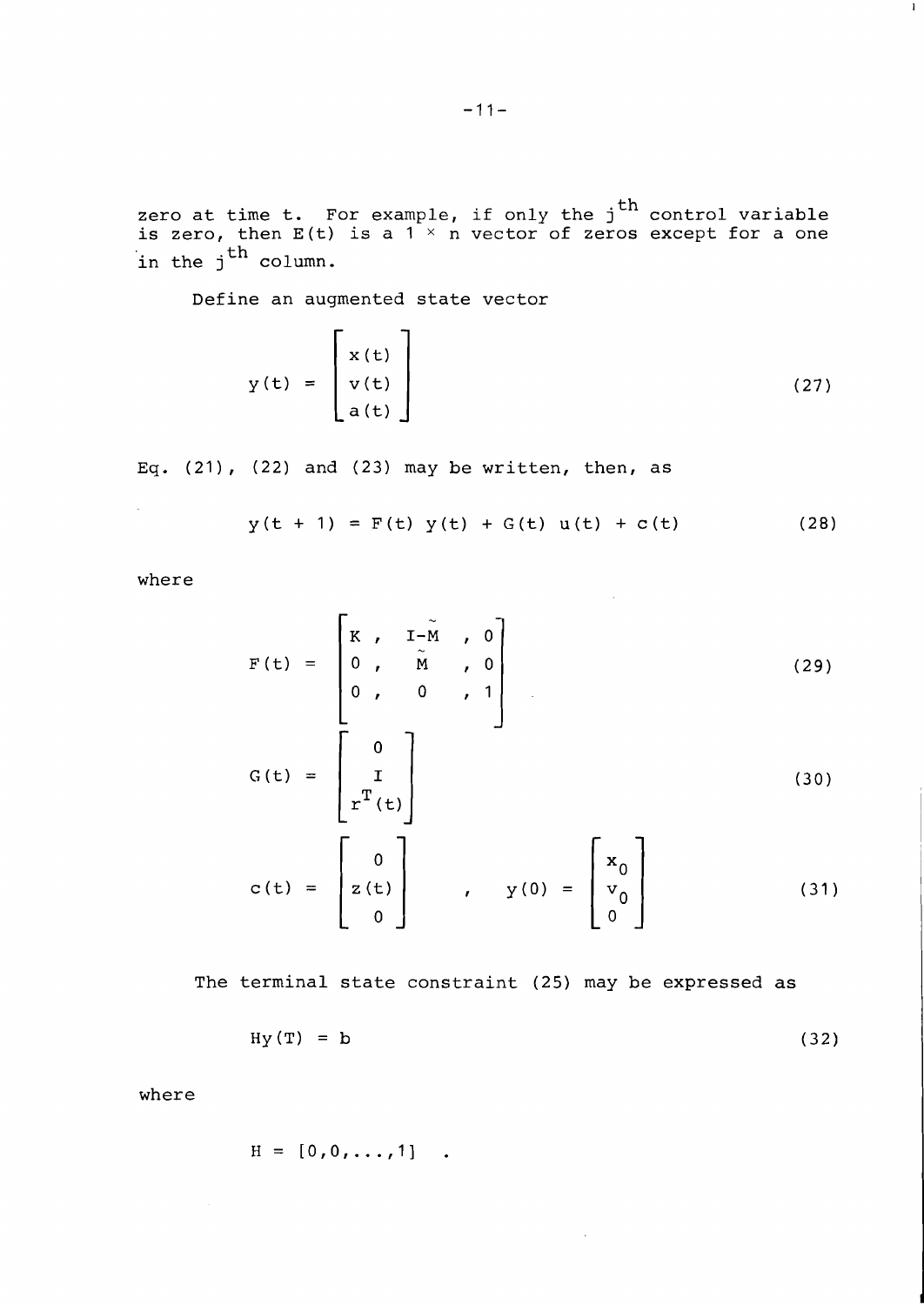zero at time t. For example, if only the $j^{th}$ control variable is zero, then $E(t)$ is a $1 \times n$ vector of zeros except for a one in the $j^{th}$ column.

Define an augmented state vector

$$y(t) = \begin{bmatrix} x(t) \\ v(t) \\ a(t) \end{bmatrix} \tag{27}$$

Eq. (21), (22) and (23) may be written, then, as

$$y(t+1) = F(t)\, y(t) + G(t)\, u(t) + c(t) \tag{28}$$

where

$$F(t) = \begin{bmatrix} K\,, & I-\tilde{M} & ,\ 0 \\ 0\,, & \tilde{M} & ,\ 0 \\ 0\,, & 0 & ,\ 1 \end{bmatrix} \tag{29}$$

$$G(t) = \begin{bmatrix} 0 \\ I \\ r^T(t) \end{bmatrix} \tag{30}$$

$$c(t) = \begin{bmatrix} 0 \\ z(t) \\ 0 \end{bmatrix} \quad , \quad y(0) = \begin{bmatrix} x_0 \\ v_0 \\ 0 \end{bmatrix} \tag{31}$$

The terminal state constraint (25) may be expressed as

$$Hy(T) = b \tag{32}$$

where

$$H = [0,0,\ldots,1] \quad .$$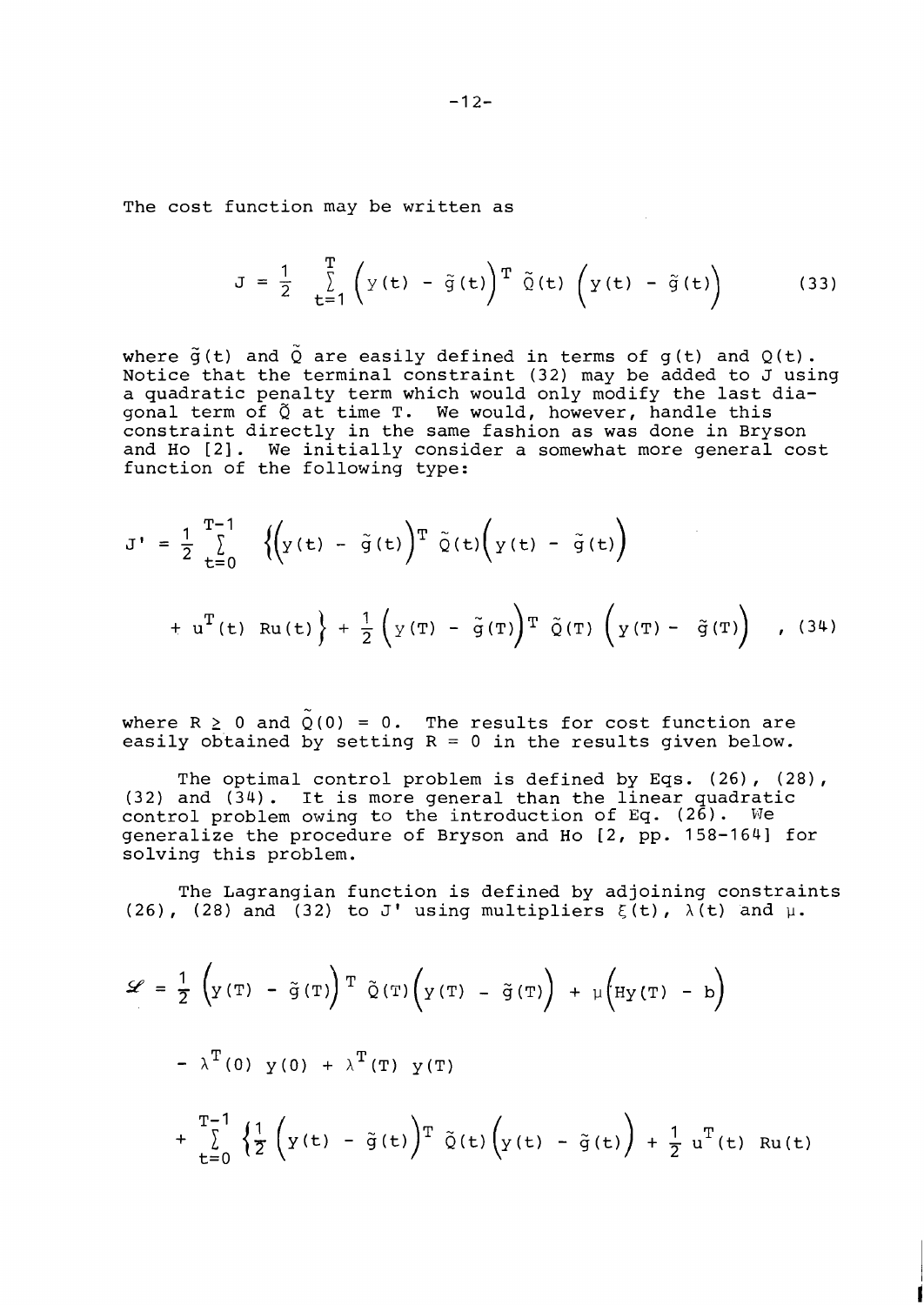The cost function may be written as

$$J = \frac{1}{2} \sum_{t=1}^{T} \left(y(t) - \tilde{g}(t)\right)^T \tilde{Q}(t) \left(y(t) - \tilde{g}(t)\right) \tag{33}$$

where $\tilde{g}(t)$ and $\tilde{Q}$ are easily defined in terms of $g(t)$ and $Q(t)$. Notice that the terminal constraint (32) may be added to J using a quadratic penalty term which would only modify the last diagonal term of $\tilde{Q}$ at time T. We would, however, handle this constraint directly in the same fashion as was done in Bryson and Ho [2]. We initially consider a somewhat more general cost function of the following type:

$$J' = \frac{1}{2} \sum_{t=0}^{T-1} \left\{\left(y(t) - \tilde{g}(t)\right)^T \tilde{Q}(t)\left(y(t) - \tilde{g}(t)\right) + u^T(t)\ Ru(t)\right\} + \frac{1}{2}\left(y(T) - \tilde{g}(T)\right)^T \tilde{Q}(T) \left(y(T) - \tilde{g}(T)\right) \quad , \tag{34}$$

where $R \geq 0$ and $\tilde{Q}(0) = 0$. The results for cost function are easily obtained by setting $R = 0$ in the results given below.

The optimal control problem is defined by Eqs. (26), (28), (32) and (34). It is more general than the linear quadratic control problem owing to the introduction of Eq. (26). We generalize the procedure of Bryson and Ho [2, pp. 158-164] for solving this problem.

The Lagrangian function is defined by adjoining constraints (26), (28) and (32) to J' using multipliers $\xi(t)$, $\lambda(t)$ and $\mu$.

$$\begin{aligned}
\mathscr{L} = &\frac{1}{2}\left(y(T) - \tilde{g}(T)\right)^T \tilde{Q}(T)\left(y(T) - \tilde{g}(T)\right) + \mu\left(Hy(T) - b\right) \\
&- \lambda^T(0)\ y(0) + \lambda^T(T)\ y(T) \\
&+ \sum_{t=0}^{T-1} \left\{\frac{1}{2}\left(y(t) - \tilde{g}(t)\right)^T \tilde{Q}(t)\left(y(t) - \tilde{g}(t)\right) + \frac{1}{2}\ u^T(t)\ Ru(t)\right.
\end{aligned}$$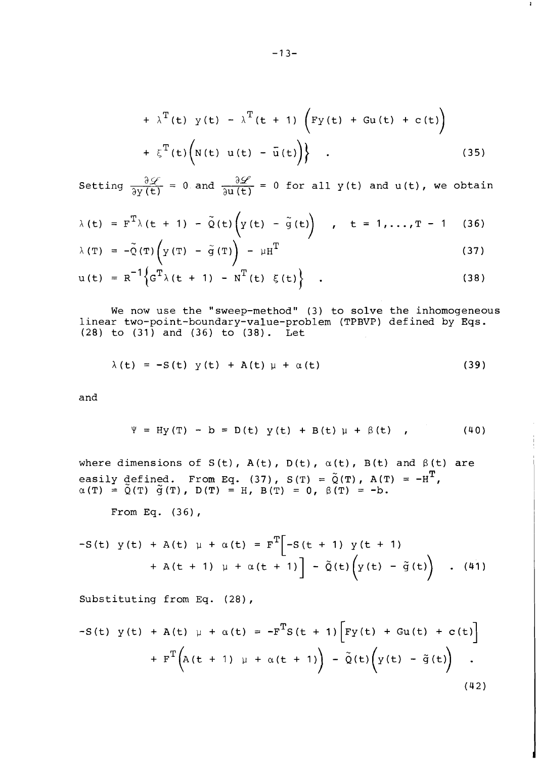$$+ \lambda^T(t)\ y(t) - \lambda^T(t+1)\left(Fy(t) + Gu(t) + c(t)\right)$$
$$+ \xi^T(t)\left(N(t)\ u(t) - \bar{u}(t)\right)\Bigg\} \quad . \tag{35}$$

Setting $\frac{\partial \mathscr{L}}{\partial y(t)} = 0$ and $\frac{\partial \mathscr{L}}{\partial u(t)} = 0$ for all $y(t)$ and $u(t)$, we obtain

$$\lambda(t) = F^T\lambda(t+1) - \tilde{Q}(t)\left(y(t) - \tilde{g}(t)\right) \quad , \quad t = 1,\ldots,T-1 \tag{36}$$

$$\lambda(T) = -\tilde{Q}(T)\left(y(T) - \tilde{g}(T)\right) - \mu H^T \tag{37}$$

$$u(t) = R^{-1}\left\{G^T\lambda(t+1) - N^T(t)\ \xi(t)\right\} \quad . \tag{38}$$

We now use the "sweep-method" (3) to solve the inhomogeneous linear two-point-boundary-value-problem (TPBVP) defined by Eqs. (28) to (31) and (36) to (38). Let

$$\lambda(t) = -S(t)\ y(t) + A(t)\ \mu + \alpha(t) \tag{39}$$

and

$$\Psi = Hy(T) - b = D(t)\ y(t) + B(t)\ \mu + \beta(t) \quad , \tag{40}$$

where dimensions of $S(t)$, $A(t)$, $D(t)$, $\alpha(t)$, $B(t)$ and $\beta(t)$ are easily defined. From Eq. (37), $S(T) = \tilde{Q}(T)$, $A(T) = -H^T$, $\alpha(T) = \tilde{Q}(T)\ \tilde{g}(T)$, $D(T) = H$, $B(T) = 0$, $\beta(T) = -b$.

From Eq. (36),

$$-S(t)\ y(t) + A(t)\ \mu + \alpha(t) = F^T\Big[-S(t+1)\ y(t+1)$$
$$+ A(t+1)\ \mu + \alpha(t+1)\Big] - \tilde{Q}(t)\left(y(t) - \tilde{g}(t)\right) \quad . \tag{41}$$

Substituting from Eq. (28),

$$-S(t)\ y(t) + A(t)\ \mu + \alpha(t) = -F^TS(t+1)\Big[Fy(t) + Gu(t) + c(t)\Big]$$
$$+ F^T\Big(A(t+1)\ \mu + \alpha(t+1)\Big) - \tilde{Q}(t)\Big(y(t) - \tilde{g}(t)\Big) \quad . \tag{42}$$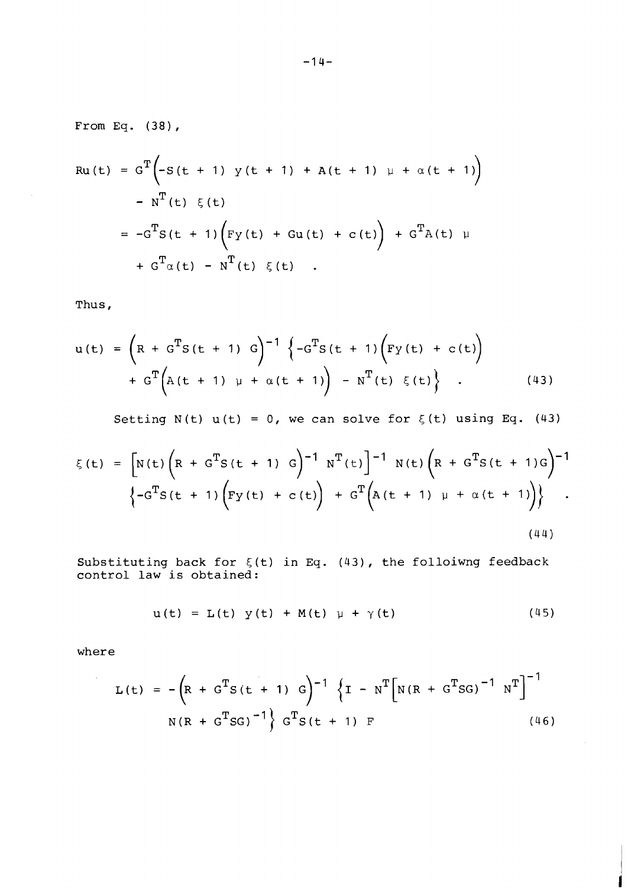From Eq. (38),

$$
\begin{aligned}
Ru(t) &= G^T\Big(-S(t+1)\ y(t+1) + A(t+1)\ \mu + \alpha(t+1)\Big) \\
&\quad - N^T(t)\ \xi(t) \\
&= -G^T S(t+1)\Big(Fy(t) + Gu(t) + c(t)\Big) + G^T A(t)\ \mu \\
&\quad + G^T \alpha(t) - N^T(t)\ \xi(t) \quad .
\end{aligned}
$$

Thus,

$$
\begin{aligned}
u(t) &= \Big(R + G^T S(t+1)\ G\Big)^{-1} \Big\{-G^T S(t+1)\Big(Fy(t) + c(t)\Big) \\
&\quad + G^T\Big(A(t+1)\ \mu + \alpha(t+1)\Big) - N^T(t)\ \xi(t)\Big\} \quad . \qquad (43)
\end{aligned}
$$

Setting $N(t)\ u(t) = 0$, we can solve for $\xi(t)$ using Eq. (43)

$$
\begin{aligned}
\xi(t) &= \Big[N(t)\Big(R + G^T S(t+1)\ G\Big)^{-1} N^T(t)\Big]^{-1} N(t)\Big(R + G^T S(t+1) G\Big)^{-1} \\
&\quad \Big\{-G^T S(t+1)\Big(Fy(t) + c(t)\Big) + G^T\Big(A(t+1)\ \mu + \alpha(t+1)\Big)\Big\} \quad . \qquad (44)
\end{aligned}
$$

Substituting back for $\xi(t)$ in Eq. (43), the folloiwng feedback control law is obtained:

$$
u(t) = L(t)\ y(t) + M(t)\ \mu + \gamma(t) \qquad (45)
$$

where

$$
\begin{aligned}
L(t) &= -\Big(R + G^T S(t+1)\ G\Big)^{-1} \Big\{I - N^T\Big[N(R + G^T SG)^{-1} N^T\Big]^{-1} \\
&\quad N(R + G^T SG)^{-1}\Big\} G^T S(t+1)\ F \qquad (46)
\end{aligned}
$$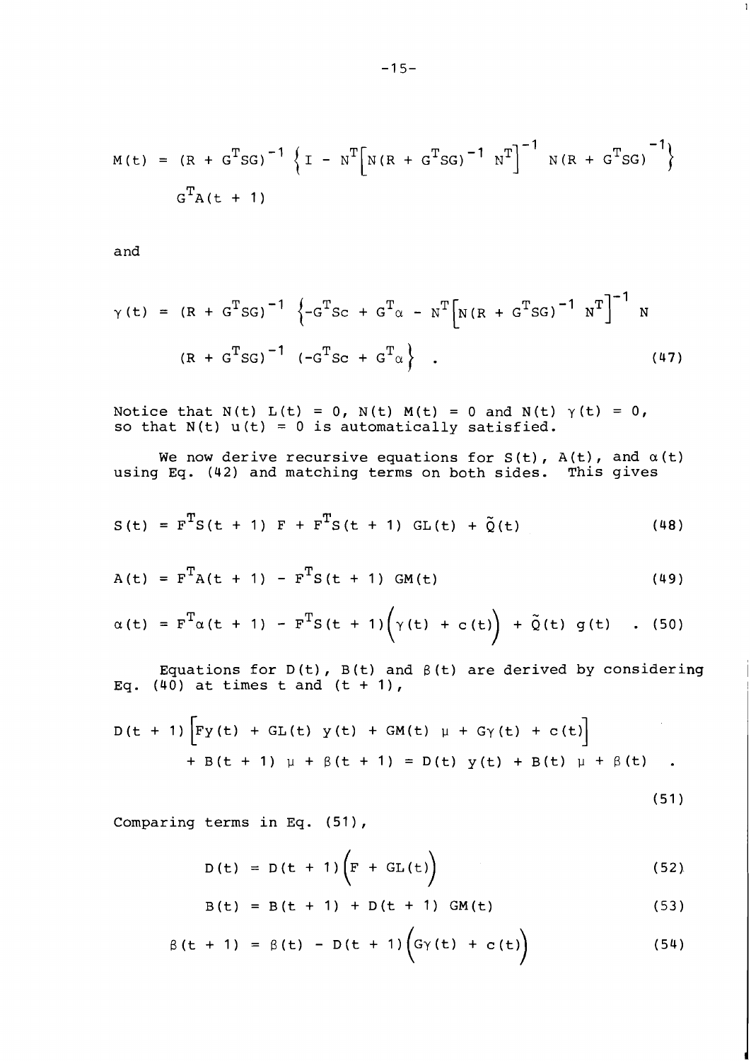$$M(t) = (R + G^T SG)^{-1} \left\{ I - N^T \left[ N(R + G^T SG)^{-1} N^T \right]^{-1} N(R + G^T SG)^{-1} \right\} G^T A(t + 1)$$

and

$$\gamma(t) = (R + G^T SG)^{-1} \left\{ -G^T Sc + G^T \alpha - N^T \left[ N(R + G^T SG)^{-1} N^T \right]^{-1} N (R + G^T SG)^{-1} (-G^T Sc + G^T \alpha \right\} \quad . \tag{47}$$

Notice that $N(t)\ L(t) = 0$, $N(t)\ M(t) = 0$ and $N(t)\ \gamma(t) = 0$, so that $N(t)\ u(t) = 0$ is automatically satisfied.

We now derive recursive equations for $S(t)$, $A(t)$, and $\alpha(t)$ using Eq. (42) and matching terms on both sides. This gives

$$S(t) = F^T S(t + 1)\ F + F^T S(t + 1)\ GL(t) + \tilde{Q}(t) \tag{48}$$

$$A(t) = F^T A(t + 1) - F^T S(t + 1)\ GM(t) \tag{49}$$

$$\alpha(t) = F^T \alpha(t + 1) - F^T S(t + 1) \Big( \gamma(t) + c(t) \Big) + \tilde{Q}(t)\ g(t) \quad . \tag{50}$$

Equations for $D(t)$, $B(t)$ and $\beta(t)$ are derived by considering Eq. (40) at times $t$ and $(t + 1)$,

$$D(t + 1) \Big[ Fy(t) + GL(t)\ y(t) + GM(t)\ \mu + G\gamma(t) + c(t) \Big] + B(t + 1)\ \mu + \beta(t + 1) = D(t)\ y(t) + B(t)\ \mu + \beta(t) \quad . \tag{51}$$

Comparing terms in Eq. (51),

$$D(t) = D(t + 1) \Big( F + GL(t) \Big) \tag{52}$$

$$B(t) = B(t + 1) + D(t + 1)\ GM(t) \tag{53}$$

$$\beta(t + 1) = \beta(t) - D(t + 1) \Big( G\gamma(t) + c(t) \Big) \tag{54}$$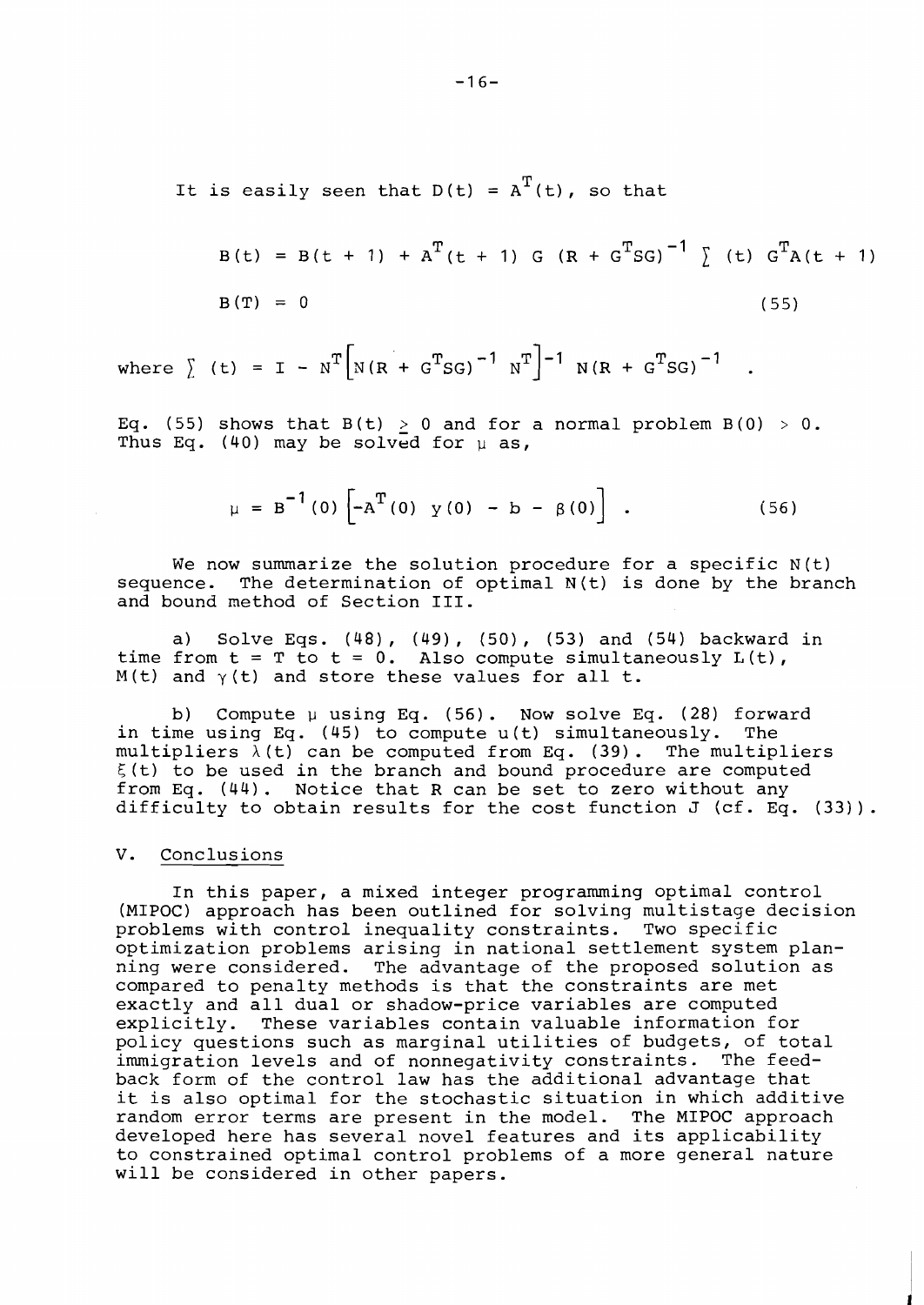It is easily seen that $D(t) = A^T(t)$, so that

$$B(t) = B(t+1) + A^T(t+1)\ G\ (R + G^T SG)^{-1} \textstyle\sum(t)\ G^T A(t+1)$$

$$B(T) = 0 \tag{55}$$

where $\sum(t) = I - N^T\left[N(R + G^T SG)^{-1}\ N^T\right]^{-1} N(R + G^T SG)^{-1}$ .

Eq. (55) shows that $B(t) \geq 0$ and for a normal problem $B(0) > 0$. Thus Eq. (40) may be solved for $\mu$ as,

$$\mu = B^{-1}(0)\left[-A^T(0)\ y(0) - b - \beta(0)\right] . \tag{56}$$

We now summarize the solution procedure for a specific $N(t)$ sequence. The determination of optimal $N(t)$ is done by the branch and bound method of Section III.

a) Solve Eqs. (48), (49), (50), (53) and (54) backward in time from $t = T$ to $t = 0$. Also compute simultaneously $L(t)$, $M(t)$ and $\gamma(t)$ and store these values for all $t$.

b) Compute $\mu$ using Eq. (56). Now solve Eq. (28) forward in time using Eq. (45) to compute $u(t)$ simultaneously. The multipliers $\lambda(t)$ can be computed from Eq. (39). The multipliers $\xi(t)$ to be used in the branch and bound procedure are computed from Eq. (44). Notice that R can be set to zero without any difficulty to obtain results for the cost function J (cf. Eq. (33)).

## V. Conclusions

In this paper, a mixed integer programming optimal control (MIPOC) approach has been outlined for solving multistage decision problems with control inequality constraints. Two specific optimization problems arising in national settlement system planning were considered. The advantage of the proposed solution as compared to penalty methods is that the constraints are met exactly and all dual or shadow-price variables are computed explicitly. These variables contain valuable information for policy questions such as marginal utilities of budgets, of total immigration levels and of nonnegativity constraints. The feedback form of the control law has the additional advantage that it is also optimal for the stochastic situation in which additive random error terms are present in the model. The MIPOC approach developed here has several novel features and its applicability to constrained optimal control problems of a more general nature will be considered in other papers.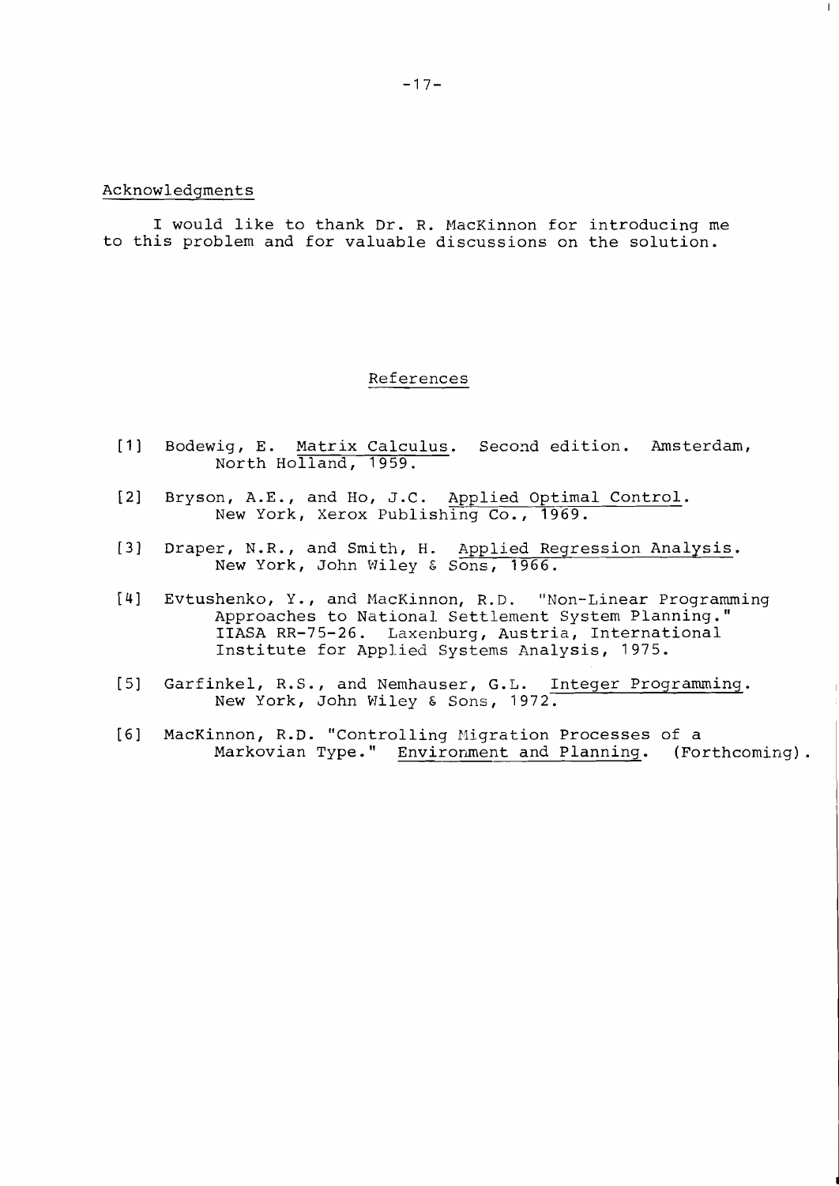## Acknowledgments

I would like to thank Dr. R. MacKinnon for introducing me to this problem and for valuable discussions on the solution.

## References

[1] Bodewig, E. Matrix Calculus. Second edition. Amsterdam, North Holland, 1959.

[2] Bryson, A.E., and Ho, J.C. Applied Optimal Control. New York, Xerox Publishing Co., 1969.

[3] Draper, N.R., and Smith, H. Applied Regression Analysis. New York, John Wiley & Sons, 1966.

[4] Evtushenko, Y., and MacKinnon, R.D. "Non-Linear Programming Approaches to National Settlement System Planning." IIASA RR-75-26. Laxenburg, Austria, International Institute for Applied Systems Analysis, 1975.

[5] Garfinkel, R.S., and Nemhauser, G.L. Integer Programming. New York, John Wiley & Sons, 1972.

[6] MacKinnon, R.D. "Controlling Migration Processes of a Markovian Type." Environment and Planning. (Forthcoming).